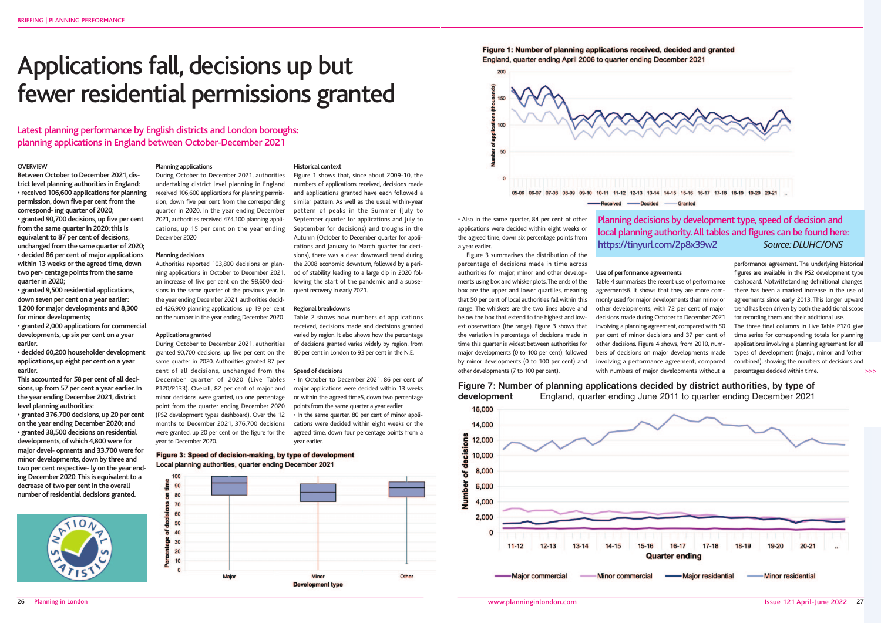# Applications fall, decisions up but fewer residential permissions granted

## Latest planning performance by English districts and London boroughs: planning applications in England between October-December 2021

### OVERVIEW

**Between October to December 2021, district level planning authorities in England:**

- **received 106,600 applications for planning permission, down five per cent from the correspond- ing quarter of 2020;**
- **granted 90,700 decisions, up five per cent from the same quarter in 2020; this is equivalent to 87 per cent of decisions, unchanged from the same quarter of 2020;**
- **decided 86 per cent of major applications within 13 weeks or the agreed time, down two per- centage points from the same quarter in 2020;**
- **granted 9,500 residential applications, down seven per cent on a year earlier: 1,200 for major developments and 8,300 for minor developments;**
- **granted 2,000 applications for commercial developments, up six per cent on a year earlier.**
- **decided 60,200 householder development applications, up eight per cent on a year earlier.**

**This accounted for 58 per cent of all decisions, up from 57 per cent a year earlier. In the year ending December 2021, district level planning authorities:**

- **granted 376,700 decisions, up 20 per cent on the year ending December 2020; and**
- **granted 38,500 decisions on residential developments, of which 4,800 were for major devel- opments and 33,700 were for minor developments, down by three and two per cent respective- ly on the year end- ing December 2020. This is equivalent to a decrease of two per cent in the overall number of residential decisions granted.**

### Planning applications

During October to December 2021, authorities undertaking district level planning in England received 106,600 applications for planning permission, down five per cent from the corresponding quarter in 2020. In the year ending December 2021, authorities received 474,100 planning applications, up 15 per cent on the year ending December 2020

### Planning decisions

Authorities reported 103,800 decisions on planning applications in October to December 2021, an increase of five per cent on the 98,600 decisions in the same quarter of the previous year. In the year ending December 2021, authorities decided 426,900 planning applications, up 19 per cent on the number in the year ending December 2020

### Applications granted

During October to December 2021, authorities granted 90,700 decisions, up five per cent on the same quarter in 2020. Authorities granted 87 per cent of all decisions, unchanged from the December quarter of 2020 (Live Tables P120/P133). Overall, 82 per cent of major and minor decisions were granted, up one percentage point from the quarter ending December 2020 (PS2 development types dashboard). Over the 12 months to December 2021, 376,700 decisions were granted, up 20 per cent on the figure for the year to December 2020.

### Historical context

Figure 1 shows that, since about 2009-10, the numbers of applications received, decisions made and applications granted have each followed a similar pattern. As well as the usual within-year pattern of peaks in the Summer (July to September quarter for applications and July to September for decisions) and troughs in the Autumn (October to December quarter for applications and January to March quarter for decisions), there was a clear downward trend during the 2008 economic downturn, followed by a period of stability leading to a large dip in 2020 following the start of the pandemic and a subsequent recovery in early 2021.

### Regional breakdowns

Table 2 shows how numbers of applications received, decisions made and decisions granted varied by region. It also shows how the percentage of decisions granted varies widely by region, from 80 per cent in London to 93 per cent in the N.E.

### Speed of decisions

- In October to December 2021, 86 per cent of major applications were decided within 13 weeks or within the agreed time5, down two percentage points from the same quarter a year earlier.
- In the same quarter, 80 per cent of minor applications were decided within eight weeks or the agreed time, down four percentage points from a year earlier.

**Figure 3: Speed of decision-making, by type of development**
Local planning authorities, quarter ending December 2021

**Figure 1: Number of planning applications received, decided and granted**
England, quarter ending April 2006 to quarter ending December 2021

- Also in the same quarter, 84 per cent of other applications were decided within eight weeks or the agreed time, down six percentage points from a year earlier.

Figure 3 summarises the distribution of the percentage of decisions made in time across authorities for major, minor and other developments using box and whisker plots. The ends of the box are the upper and lower quartiles, meaning that 50 per cent of local authorities fall within this range. The whiskers are the two lines above and below the box that extend to the highest and lowest observations (the range). Figure 3 shows that the variation in percentage of decisions made in time this quarter is widest between authorities for major developments (0 to 100 per cent), followed by minor developments (0 to 100 per cent) and other developments (7 to 100 per cent).

**Planning decisions by development type, speed of decision and local planning authority. All tables and figures can be found here: https://tinyurl.com/2p8x39w2** *Source: DLUHC/ONS*

### Use of performance agreements

Table 4 summarises the recent use of performance agreements6. It shows that they are more commonly used for major developments than minor or other developments, with 72 per cent of major decisions made during October to December 2021 involving a planning agreement, compared with 50 per cent of minor decisions and 37 per cent of other decisions. Figure 4 shows, from 2010, numbers of decisions on major developments made involving a performance agreement, compared with numbers of major developments without a performance agreement. The underlying historical figures are available in the PS2 development type dashboard. Notwithstanding definitional changes, there has been a marked increase in the use of agreements since early 2013. This longer upward trend has been driven by both the additional scope for recording them and their additional use.

The three final columns in Live Table P120 give time series for corresponding totals for planning applications involving a planning agreement for all types of development (major, minor and 'other' combined), showing the numbers of decisions and percentages decided within time.

**Figure 7: Number of planning applications decided by district authorities, by type of development** England, quarter ending June 2011 to quarter ending December 2021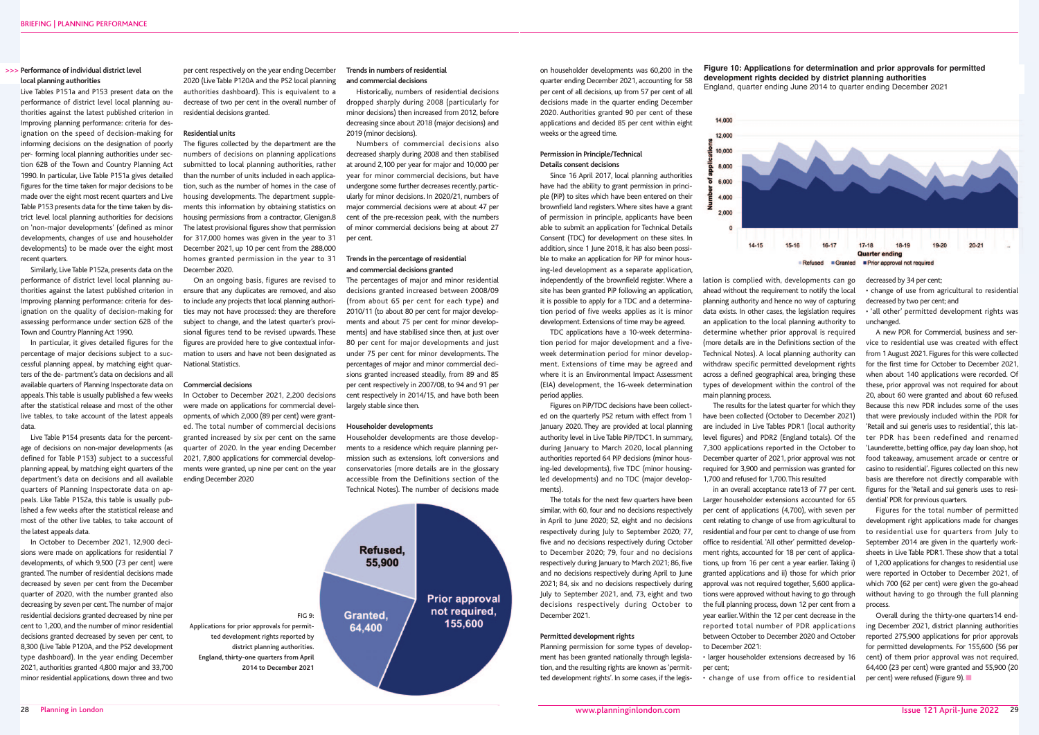## Performance of individual district level local planning authorities

Live Tables P151a and P153 present data on the performance of district level local planning authorities against the latest published criterion in Improving planning performance: criteria for designation on the speed of decision-making for informing decisions on the designation of poorly per- forming local planning authorities under section 62B of the Town and Country Planning Act 1990. In particular, Live Table P151a gives detailed figures for the time taken for major decisions to be made over the eight most recent quarters and Live Table P153 presents data for the time taken by district level local planning authorities for decisions on 'non-major developments' (defined as minor developments, changes of use and householder developments) to be made over the eight most recent quarters.

Similarly, Live Table P152a, presents data on the performance of district level local planning authorities against the latest published criterion in Improving planning performance: criteria for designation on the quality of decision-making for assessing performance under section 62B of the Town and Country Planning Act 1990.

In particular, it gives detailed figures for the percentage of major decisions subject to a successful planning appeal, by matching eight quarters of the de- partment's data on decisions and all available quarters of Planning Inspectorate data on appeals. This table is usually published a few weeks after the statistical release and most of the other live tables, to take account of the latest appeals data.

Live Table P154 presents data for the percentage of decisions on non-major developments (as defined for Table P153) subject to a successful planning appeal, by matching eight quarters of the department's data on decisions and all available quarters of Planning Inspectorate data on appeals. Like Table P152a, this table is usually published a few weeks after the statistical release and most of the other live tables, to take account of the latest appeals data.

In October to December 2021, 12,900 decisions were made on applications for residential 7 developments, of which 9,500 (73 per cent) were granted. The number of residential decisions made decreased by seven per cent from the December quarter of 2020, with the number granted also decreasing by seven per cent. The number of major residential decisions granted decreased by nine per cent to 1,200, and the number of minor residential decisions granted decreased by seven per cent, to 8,300 (Live Table P120A, and the PS2 development type dashboard). In the year ending December 2021, authorities granted 4,800 major and 33,700 minor residential applications, down three and two per cent respectively on the year ending December 2020 (Live Table P120A and the PS2 local planning authorities dashboard). This is equivalent to a decrease of two per cent in the overall number of residential decisions granted.

### Residential units

The figures collected by the department are the numbers of decisions on planning applications submitted to local planning authorities, rather than the number of units included in each application, such as the number of homes in the case of housing developments. The department supplements this information by obtaining statistics on housing permissions from a contractor, Glenigan.8 The latest provisional figures show that permission for 317,000 homes was given in the year to 31 December 2021, up 10 per cent from the 288,000 homes granted permission in the year to 31 December 2020.

On an ongoing basis, figures are revised to ensure that any duplicates are removed, and also to include any projects that local planning authorities may not have processed: they are therefore subject to change, and the latest quarter's provisional figures tend to be revised upwards. These figures are provided here to give contextual information to users and have not been designated as National Statistics.

### Commercial decisions

In October to December 2021, 2,200 decisions were made on applications for commercial developments, of which 2,000 (89 per cent) were granted. The total number of commercial decisions granted increased by six per cent on the same quarter of 2020. In the year ending December 2021, 7,800 applications for commercial developments were granted, up nine per cent on the year ending December 2020

### Trends in numbers of residential and commercial decisions

Historically, numbers of residential decisions dropped sharply during 2008 (particularly for minor decisions) then increased from 2012, before decreasing since about 2018 (major decisions) and 2019 (minor decisions).

Numbers of commercial decisions also decreased sharply during 2008 and then stabilised at around 2,100 per year for major and 10,000 per year for minor commercial decisions, but have undergone some further decreases recently, particularly for minor decisions. In 2020/21, numbers of major commercial decisions were at about 47 per cent of the pre-recession peak, with the numbers of minor commercial decisions being at about 27 per cent.

### Trends in the percentage of residential and commercial decisions granted

The percentages of major and minor residential decisions granted increased between 2008/09 (from about 65 per cent for each type) and 2010/11 (to about 80 per cent for major developments and about 75 per cent for minor developments) and have stabilised since then, at just over 80 per cent for major developments and just under 75 per cent for minor developments. The percentages of major and minor commercial decisions granted increased steadily, from 89 and 85 per cent respectively in 2007/08, to 94 and 91 per cent respectively in 2014/15, and have both been largely stable since then.

### Householder developments

Householder developments are those developments to a residence which require planning permission such as extensions, loft conversions and conservatories (more details are in the glossary accessible from the Definitions section of the Technical Notes). The number of decisions made on householder developments was 60,200 in the quarter ending December 2021, accounting for 58 per cent of all decisions, up from 57 per cent of all decisions made in the quarter ending December 2020. Authorities granted 90 per cent of these applications and decided 85 per cent within eight weeks or the agreed time.

Refused, 55,900

Granted, 64,400

Prior approval not required, 155,600

FIG 9: Applications for prior approvals for permitted development rights reported by district planning authorities. England, thirty-one quarters from April 2014 to December 2021

### Permission in Principle/Technical Details consent decisions

Since 16 April 2017, local planning authorities have had the ability to grant permission in principle (PiP) to sites which have been entered on their brownfield land registers. Where sites have a grant of permission in principle, applicants have been able to submit an application for Technical Details Consent (TDC) for development on these sites. In addition, since 1 June 2018, it has also been possible to make an application for PiP for minor housing-led development as a separate application, independently of the brownfield register. Where a site has been granted PiP following an application, it is possible to apply for a TDC and a determination period of five weeks applies as it is minor development. Extensions of time may be agreed.

TDC applications have a 10-week determination period for major development and a five-week determination period for minor development. Extensions of time may be agreed and where it is an Environmental Impact Assessment (EIA) development, the 16-week determination period applies.

Figures on PiP/TDC decisions have been collected on the quarterly PS2 return with effect from 1 January 2020. They are provided at local planning authority level in Live Table PiP/TDC1. In summary, during January to March 2020, local planning authorities reported 64 PiP decisions (minor housing-led developments), five TDC (minor housing-led developments) and no TDC (major developments).

The totals for the next few quarters have been similar, with 60, four and no decisions respectively in April to June 2020; 52, eight and no decisions respectively during July to September 2020; 77, five and no decisions respectively during October to December 2020; 79, four and no decisions respectively during January to March 2021; 86, five and no decisions respectively during April to June 2021; 84, six and no decisions respectively during July to September 2021, and, 73, eight and two decisions respectively during October to December 2021.

### Permitted development rights

Planning permission for some types of development has been granted nationally through legislation, and the resulting rights are known as 'permitted development rights'. In some cases, if the legislation is complied with, developments can go ahead without the requirement to notify the local planning authority and hence no way of capturing data exists. In other cases, the legislation requires an application to the local planning authority to determine whether prior approval is required (more details are in the Definitions section of the Technical Notes). A local planning authority can withdraw specific permitted development rights across a defined geographical area, bringing these types of development within the control of the main planning process.

**Figure 10: Applications for determination and prior approvals for permitted development rights decided by district planning authorities**
England, quarter ending June 2014 to quarter ending December 2021

Number of applications
14,000
12,000
10,000
8,000
6,000
4,000
2,000
0
14-15 15-16 16-17 17-18 18-19 19-20 20-21 ..
Quarter ending
Refused Granted Prior approval not required

The results for the latest quarter for which they have been collected (October to December 2021) are included in Live Tables PDR1 (local authority level figures) and PDR2 (England totals). Of the 7,300 applications reported in the October to December quarter of 2021, prior approval was not required for 3,900 and permission was granted for 1,700 and refused for 1,700. This resulted

in an overall acceptance rate13 of 77 per cent. Larger householder extensions accounted for 65 per cent of applications (4,700), with seven per cent relating to change of use from agricultural to residential and four per cent to change of use from office to residential. 'All other' permitted development rights, accounted for 18 per cent of applications, up from 16 per cent a year earlier. Taking i) granted applications and ii) those for which prior approval was not required together, 5,600 applications were approved without having to go through the full planning process, down 12 per cent from a year earlier. Within the 12 per cent decrease in the reported total number of PDR applications between October to December 2020 and October to December 2021:

- larger householder extensions decreased by 16 per cent;
- change of use from office to residential decreased by 34 per cent;
- change of use from agricultural to residential decreased by two per cent; and
- 'all other' permitted development rights was unchanged.

A new PDR for Commercial, business and service to residential use was created with effect from 1 August 2021. Figures for this were collected for the first time for October to December 2021, when about 140 applications were recorded. Of these, prior approval was not required for about 20, about 60 were granted and about 60 refused. Because this new PDR includes some of the uses that were previously included within the PDR for 'Retail and sui generis uses to residential', this latter PDR has been redefined and renamed 'Launderette, betting office, pay day loan shop, hot food takeaway, amusement arcade or centre or casino to residential'. Figures collected on this new basis are therefore not directly comparable with figures for the 'Retail and sui generis uses to residential' PDR for previous quarters.

Figures for the total number of permitted development right applications made for changes to residential use for quarters from July to September 2014 are given in the quarterly worksheets in Live Table PDR1. These show that a total of 1,200 applications for changes to residential use were reported in October to December 2021, of which 700 (62 per cent) were given the go-ahead without having to go through the full planning process.

Overall during the thirty-one quarters14 ending December 2021, district planning authorities reported 275,900 applications for prior approvals for permitted developments. For 155,600 (56 per cent) of them prior approval was not required, 64,400 (23 per cent) were granted and 55,900 (20 per cent) were refused (Figure 9).